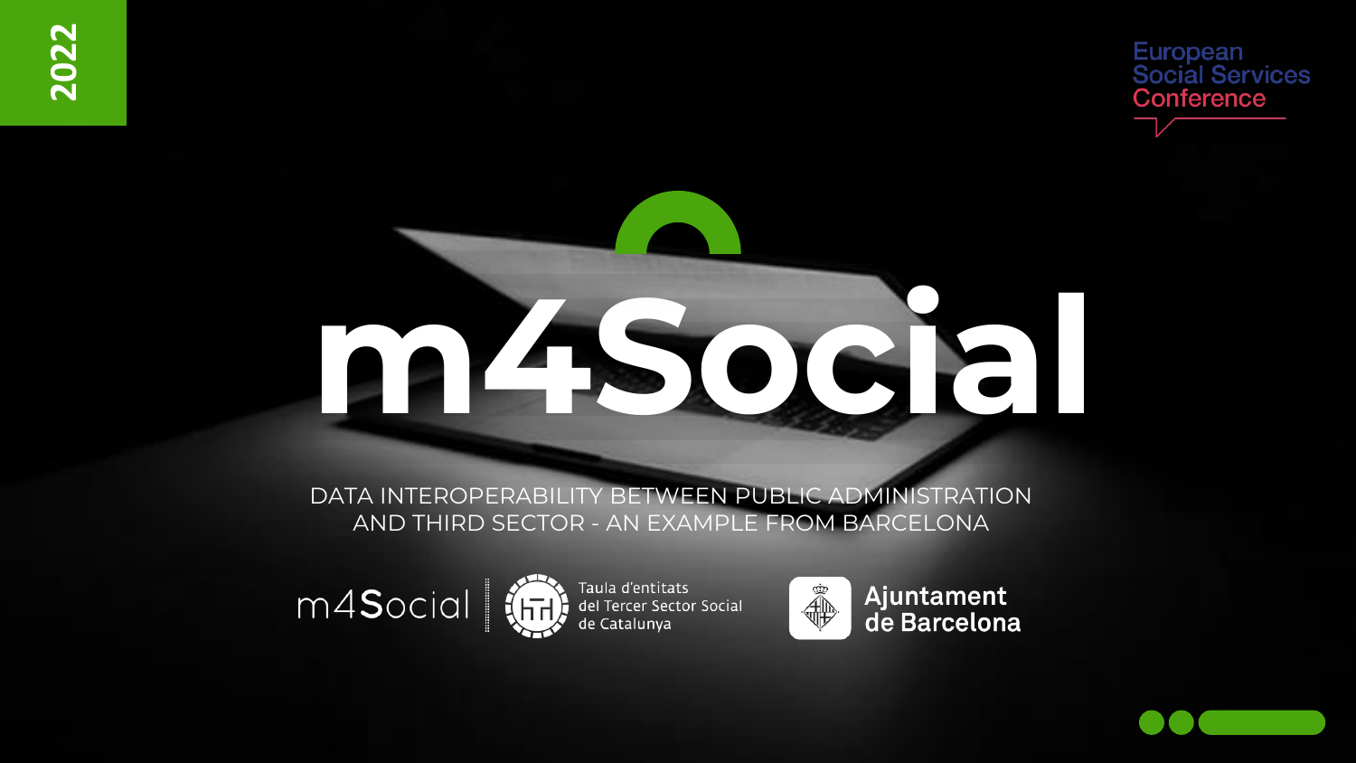2022

European Social Services Conference

# m4Social

## DATA INTEROPERABILITY BETWEEN PUBLIC ADMINISTRATION AND THIRD SECTOR - AN EXAMPLE FROM BARCELONA

m4Social | Taula d'entitats del Tercer Sector Social de Catalunya | Ajuntament de Barcelona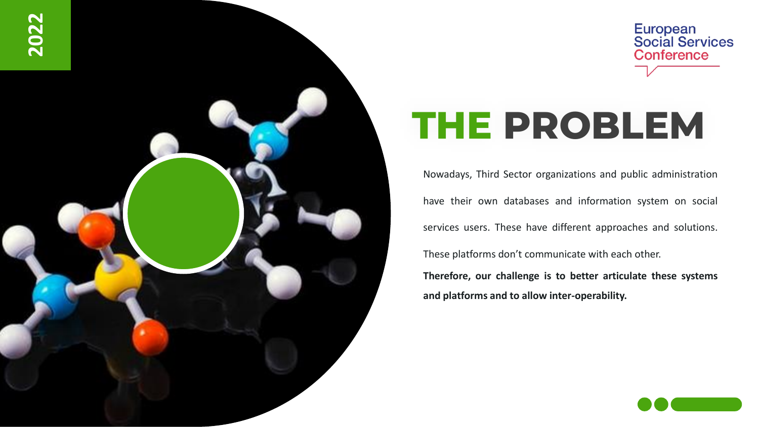# THE PROBLEM

Nowadays, Third Sector organizations and public administration have their own databases and information system on social services users. These have different approaches and solutions. These platforms don't communicate with each other.

**Therefore, our challenge is to better articulate these systems and platforms and to allow inter-operability.**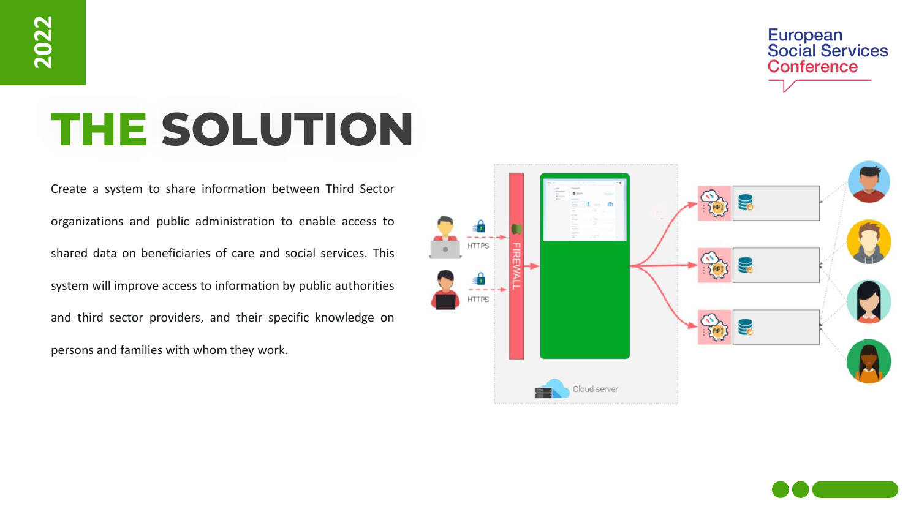# THE SOLUTION

Create a system to share information between Third Sector organizations and public administration to enable access to shared data on beneficiaries of care and social services. This system will improve access to information by public authorities and third sector providers, and their specific knowledge on persons and families with whom they work.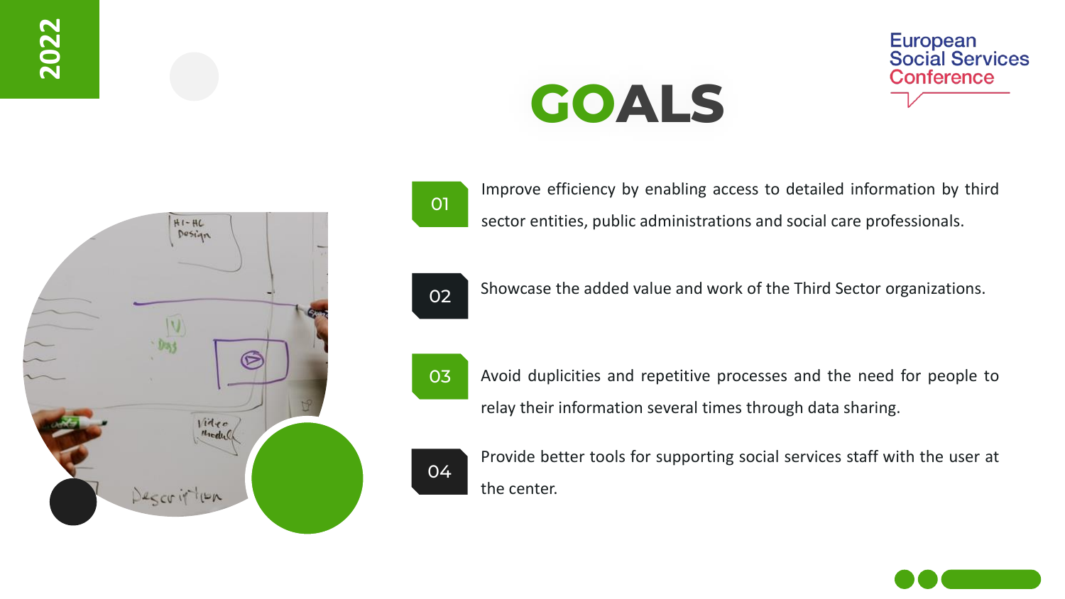# GOALS

01 Improve efficiency by enabling access to detailed information by third sector entities, public administrations and social care professionals.

02 Showcase the added value and work of the Third Sector organizations.

03 Avoid duplicities and repetitive processes and the need for people to relay their information several times through data sharing.

04 Provide better tools for supporting social services staff with the user at the center.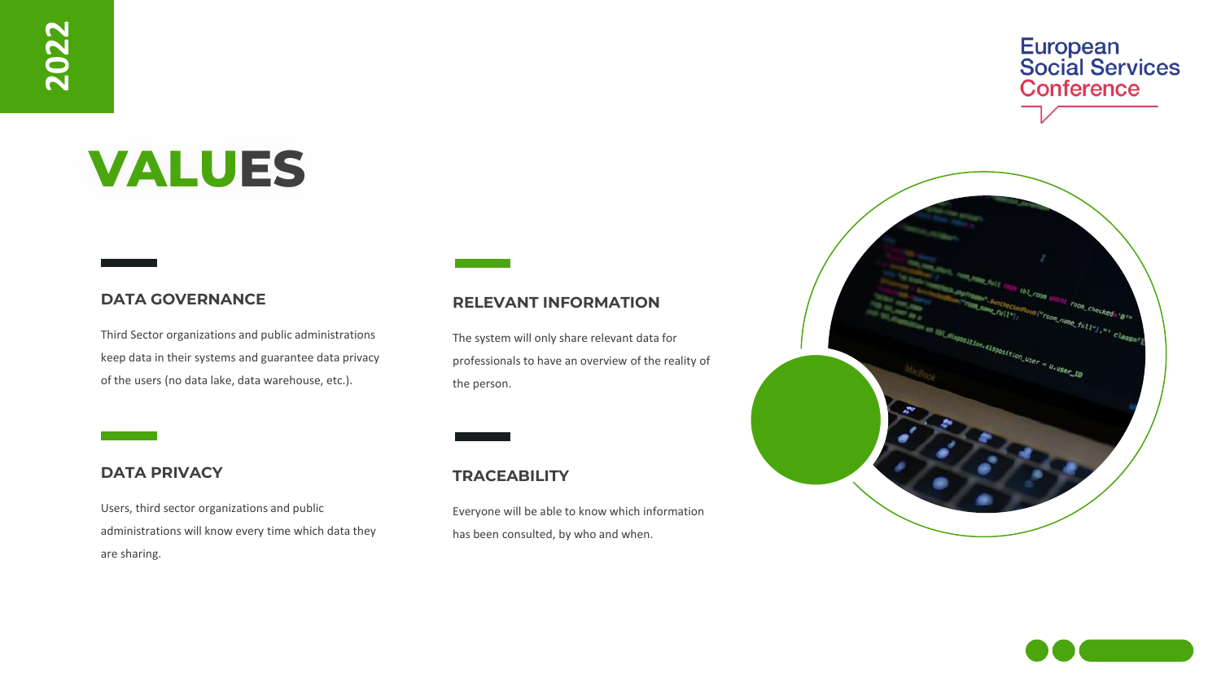# VALUES

### DATA GOVERNANCE

Third Sector organizations and public administrations keep data in their systems and guarantee data privacy of the users (no data lake, data warehouse, etc.).

### DATA PRIVACY

Users, third sector organizations and public administrations will know every time which data they are sharing.

### RELEVANT INFORMATION

The system will only share relevant data for professionals to have an overview of the reality of the person.

### TRACEABILITY

Everyone will be able to know which information has been consulted, by who and when.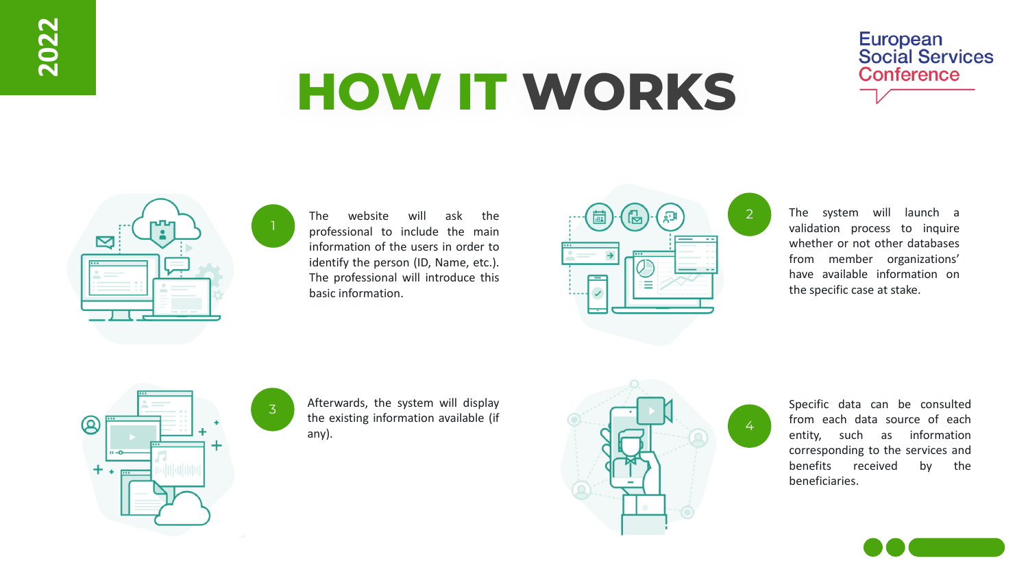# HOW IT WORKS

1. The website will ask the professional to include the main information of the users in order to identify the person (ID, Name, etc.). The professional will introduce this basic information.

2. The system will launch a validation process to inquire whether or not other databases from member organizations' have available information on the specific case at stake.

3. Afterwards, the system will display the existing information available (if any).

4. Specific data can be consulted from each data source of each entity, such as information corresponding to the services and benefits received by the beneficiaries.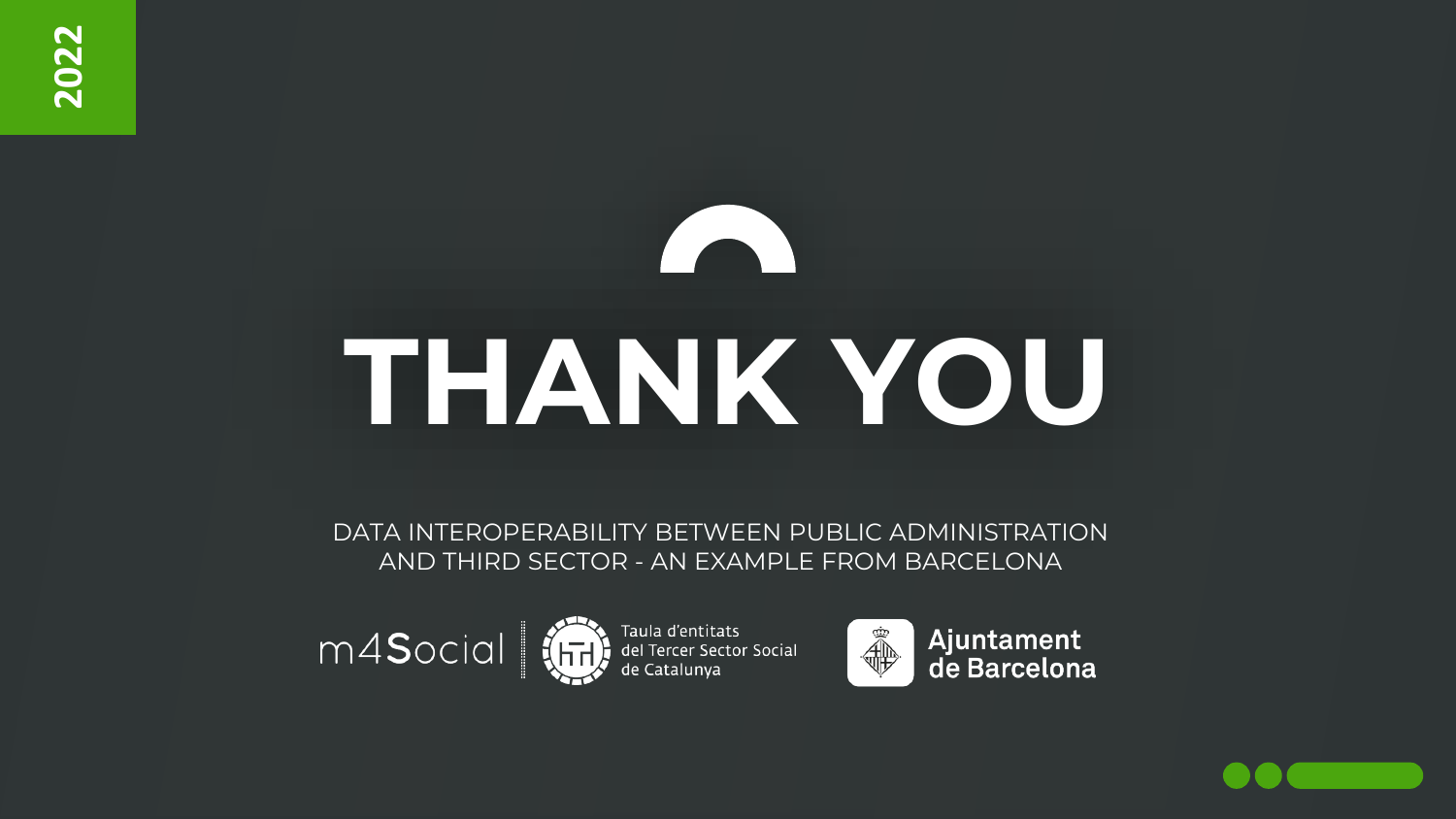2022

# THANK YOU

DATA INTEROPERABILITY BETWEEN PUBLIC ADMINISTRATION AND THIRD SECTOR - AN EXAMPLE FROM BARCELONA

m4Social | Taula d'entitats del Tercer Sector Social de Catalunya

Ajuntament de Barcelona